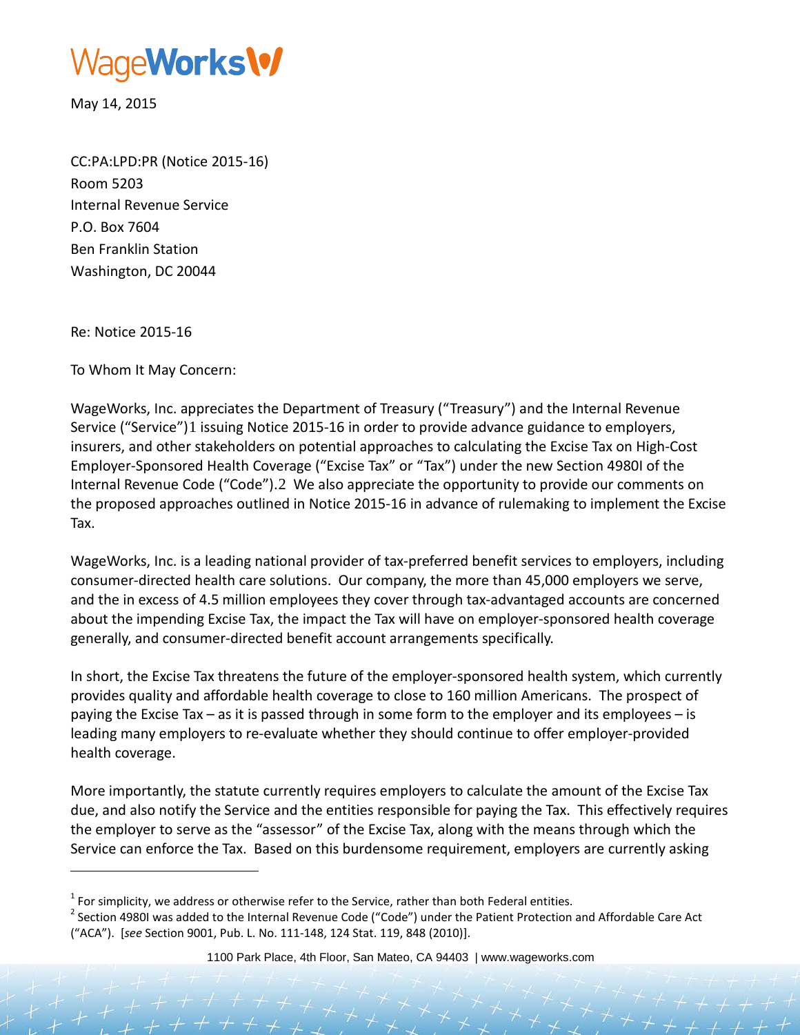WageWorks

May 14, 2015

CC:PA:LPD:PR (Notice 2015-16)
Room 5203
Internal Revenue Service
P.O. Box 7604
Ben Franklin Station
Washington, DC 20044

Re: Notice 2015-16

To Whom It May Concern:

WageWorks, Inc. appreciates the Department of Treasury ("Treasury") and the Internal Revenue Service ("Service")[1] issuing Notice 2015-16 in order to provide advance guidance to employers, insurers, and other stakeholders on potential approaches to calculating the Excise Tax on High-Cost Employer-Sponsored Health Coverage ("Excise Tax" or "Tax") under the new Section 4980I of the Internal Revenue Code ("Code").[2] We also appreciate the opportunity to provide our comments on the proposed approaches outlined in Notice 2015-16 in advance of rulemaking to implement the Excise Tax.

WageWorks, Inc. is a leading national provider of tax-preferred benefit services to employers, including consumer-directed health care solutions. Our company, the more than 45,000 employers we serve, and the in excess of 4.5 million employees they cover through tax-advantaged accounts are concerned about the impending Excise Tax, the impact the Tax will have on employer-sponsored health coverage generally, and consumer-directed benefit account arrangements specifically.

In short, the Excise Tax threatens the future of the employer-sponsored health system, which currently provides quality and affordable health coverage to close to 160 million Americans. The prospect of paying the Excise Tax – as it is passed through in some form to the employer and its employees – is leading many employers to re-evaluate whether they should continue to offer employer-provided health coverage.

More importantly, the statute currently requires employers to calculate the amount of the Excise Tax due, and also notify the Service and the entities responsible for paying the Tax. This effectively requires the employer to serve as the "assessor" of the Excise Tax, along with the means through which the Service can enforce the Tax. Based on this burdensome requirement, employers are currently asking

---

[1] For simplicity, we address or otherwise refer to the Service, rather than both Federal entities.

[2] Section 4980I was added to the Internal Revenue Code ("Code") under the Patient Protection and Affordable Care Act ("ACA"). [*see* Section 9001, Pub. L. No. 111-148, 124 Stat. 119, 848 (2010)].

1100 Park Place, 4th Floor, San Mateo, CA 94403 | www.wageworks.com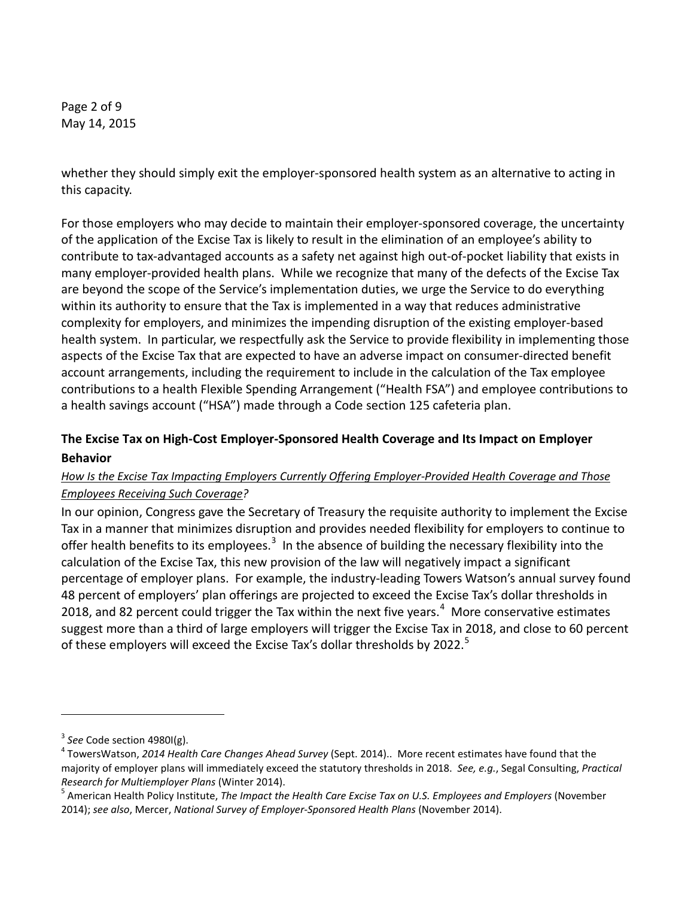whether they should simply exit the employer-sponsored health system as an alternative to acting in this capacity.

For those employers who may decide to maintain their employer-sponsored coverage, the uncertainty of the application of the Excise Tax is likely to result in the elimination of an employee's ability to contribute to tax-advantaged accounts as a safety net against high out-of-pocket liability that exists in many employer-provided health plans. While we recognize that many of the defects of the Excise Tax are beyond the scope of the Service's implementation duties, we urge the Service to do everything within its authority to ensure that the Tax is implemented in a way that reduces administrative complexity for employers, and minimizes the impending disruption of the existing employer-based health system. In particular, we respectfully ask the Service to provide flexibility in implementing those aspects of the Excise Tax that are expected to have an adverse impact on consumer-directed benefit account arrangements, including the requirement to include in the calculation of the Tax employee contributions to a health Flexible Spending Arrangement ("Health FSA") and employee contributions to a health savings account ("HSA") made through a Code section 125 cafeteria plan.

## The Excise Tax on High-Cost Employer-Sponsored Health Coverage and Its Impact on Employer Behavior

*How Is the Excise Tax Impacting Employers Currently Offering Employer-Provided Health Coverage and Those Employees Receiving Such Coverage?*

In our opinion, Congress gave the Secretary of Treasury the requisite authority to implement the Excise Tax in a manner that minimizes disruption and provides needed flexibility for employers to continue to offer health benefits to its employees.[3] In the absence of building the necessary flexibility into the calculation of the Excise Tax, this new provision of the law will negatively impact a significant percentage of employer plans. For example, the industry-leading Towers Watson's annual survey found 48 percent of employers' plan offerings are projected to exceed the Excise Tax's dollar thresholds in 2018, and 82 percent could trigger the Tax within the next five years.[4] More conservative estimates suggest more than a third of large employers will trigger the Excise Tax in 2018, and close to 60 percent of these employers will exceed the Excise Tax's dollar thresholds by 2022.[5]

---

[3] *See* Code section 4980I(g).

[4] TowersWatson, *2014 Health Care Changes Ahead Survey* (Sept. 2014).. More recent estimates have found that the majority of employer plans will immediately exceed the statutory thresholds in 2018. *See, e.g.*, Segal Consulting, *Practical Research for Multiemployer Plans* (Winter 2014).

[5] American Health Policy Institute, *The Impact the Health Care Excise Tax on U.S. Employees and Employers* (November 2014); *see also*, Mercer, *National Survey of Employer-Sponsored Health Plans* (November 2014).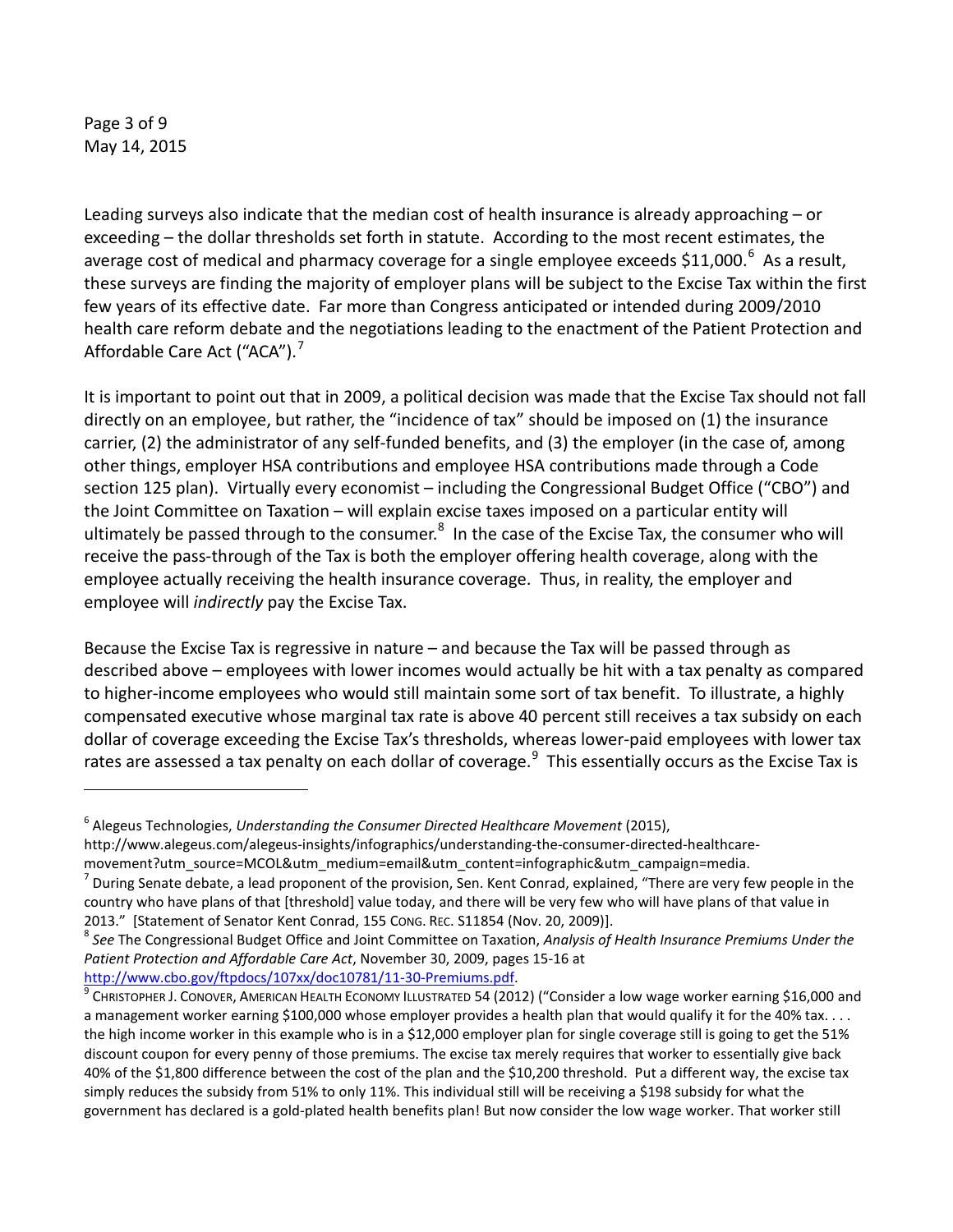Leading surveys also indicate that the median cost of health insurance is already approaching – or exceeding – the dollar thresholds set forth in statute. According to the most recent estimates, the average cost of medical and pharmacy coverage for a single employee exceeds $11,000.[6] As a result, these surveys are finding the majority of employer plans will be subject to the Excise Tax within the first few years of its effective date. Far more than Congress anticipated or intended during 2009/2010 health care reform debate and the negotiations leading to the enactment of the Patient Protection and Affordable Care Act ("ACA").[7]

It is important to point out that in 2009, a political decision was made that the Excise Tax should not fall directly on an employee, but rather, the "incidence of tax" should be imposed on (1) the insurance carrier, (2) the administrator of any self-funded benefits, and (3) the employer (in the case of, among other things, employer HSA contributions and employee HSA contributions made through a Code section 125 plan). Virtually every economist – including the Congressional Budget Office ("CBO") and the Joint Committee on Taxation – will explain excise taxes imposed on a particular entity will ultimately be passed through to the consumer.[8] In the case of the Excise Tax, the consumer who will receive the pass-through of the Tax is both the employer offering health coverage, along with the employee actually receiving the health insurance coverage. Thus, in reality, the employer and employee will *indirectly* pay the Excise Tax.

Because the Excise Tax is regressive in nature – and because the Tax will be passed through as described above – employees with lower incomes would actually be hit with a tax penalty as compared to higher-income employees who would still maintain some sort of tax benefit. To illustrate, a highly compensated executive whose marginal tax rate is above 40 percent still receives a tax subsidy on each dollar of coverage exceeding the Excise Tax's thresholds, whereas lower-paid employees with lower tax rates are assessed a tax penalty on each dollar of coverage.[9] This essentially occurs as the Excise Tax is

---

[6] Alegeus Technologies, *Understanding the Consumer Directed Healthcare Movement* (2015), http://www.alegeus.com/alegeus-insights/infographics/understanding-the-consumer-directed-healthcare-movement?utm_source=MCOL&utm_medium=email&utm_content=infographic&utm_campaign=media.

[7] During Senate debate, a lead proponent of the provision, Sen. Kent Conrad, explained, "There are very few people in the country who have plans of that [threshold] value today, and there will be very few who will have plans of that value in 2013." [Statement of Senator Kent Conrad, 155 CONG. REC. S11854 (Nov. 20, 2009)].

[8] *See* The Congressional Budget Office and Joint Committee on Taxation, *Analysis of Health Insurance Premiums Under the Patient Protection and Affordable Care Act*, November 30, 2009, pages 15-16 at http://www.cbo.gov/ftpdocs/107xx/doc10781/11-30-Premiums.pdf.

[9] CHRISTOPHER J. CONOVER, AMERICAN HEALTH ECONOMY ILLUSTRATED 54 (2012) ("Consider a low wage worker earning $16,000 and a management worker earning $100,000 whose employer provides a health plan that would qualify it for the 40% tax. . . . the high income worker in this example who is in a $12,000 employer plan for single coverage still is going to get the 51% discount coupon for every penny of those premiums. The excise tax merely requires that worker to essentially give back 40% of the $1,800 difference between the cost of the plan and the $10,200 threshold. Put a different way, the excise tax simply reduces the subsidy from 51% to only 11%. This individual still will be receiving a $198 subsidy for what the government has declared is a gold-plated health benefits plan! But now consider the low wage worker. That worker still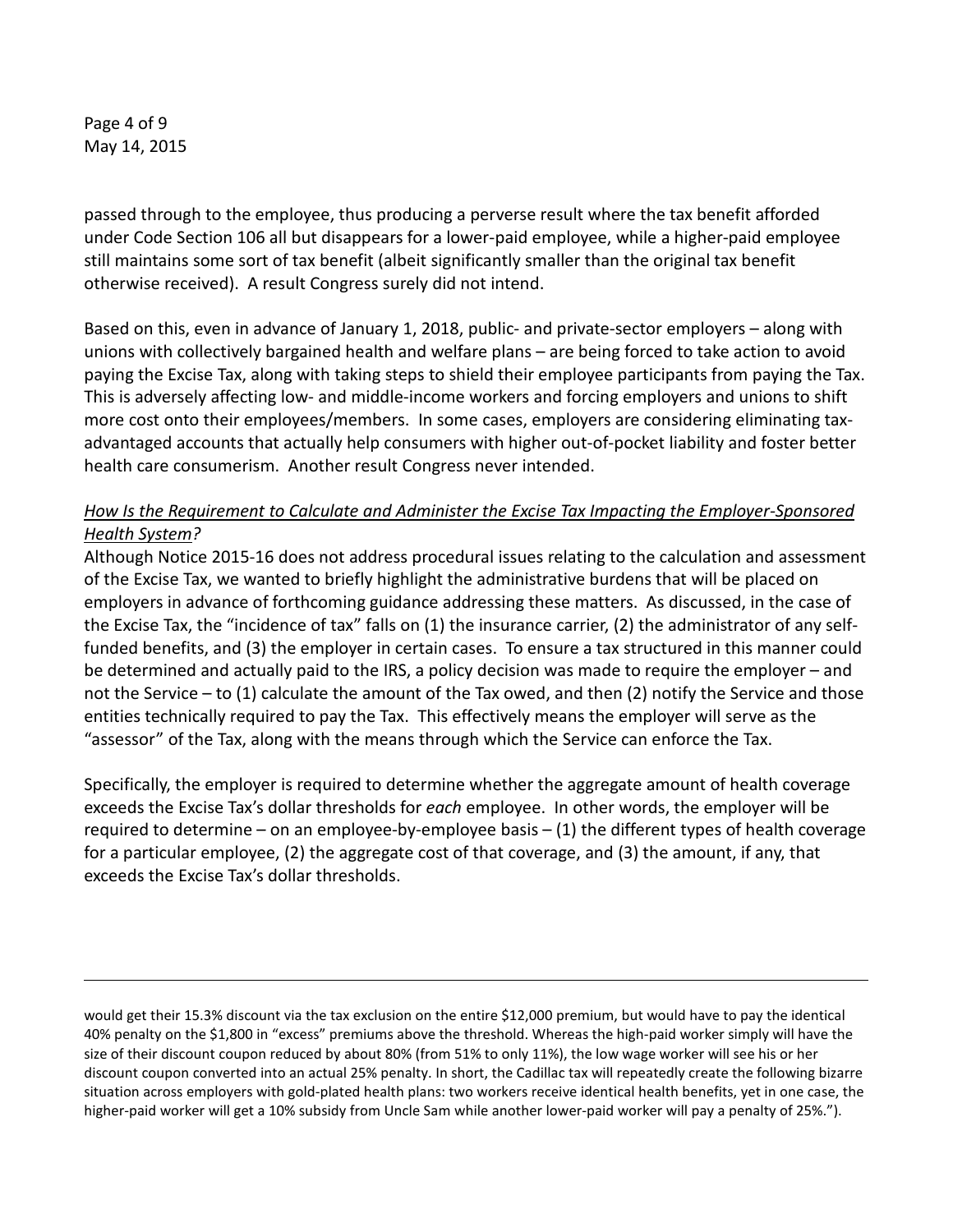passed through to the employee, thus producing a perverse result where the tax benefit afforded under Code Section 106 all but disappears for a lower-paid employee, while a higher-paid employee still maintains some sort of tax benefit (albeit significantly smaller than the original tax benefit otherwise received). A result Congress surely did not intend.

Based on this, even in advance of January 1, 2018, public- and private-sector employers – along with unions with collectively bargained health and welfare plans – are being forced to take action to avoid paying the Excise Tax, along with taking steps to shield their employee participants from paying the Tax. This is adversely affecting low- and middle-income workers and forcing employers and unions to shift more cost onto their employees/members. In some cases, employers are considering eliminating tax-advantaged accounts that actually help consumers with higher out-of-pocket liability and foster better health care consumerism. Another result Congress never intended.

*How Is the Requirement to Calculate and Administer the Excise Tax Impacting the Employer-Sponsored Health System?*

Although Notice 2015-16 does not address procedural issues relating to the calculation and assessment of the Excise Tax, we wanted to briefly highlight the administrative burdens that will be placed on employers in advance of forthcoming guidance addressing these matters. As discussed, in the case of the Excise Tax, the "incidence of tax" falls on (1) the insurance carrier, (2) the administrator of any self-funded benefits, and (3) the employer in certain cases. To ensure a tax structured in this manner could be determined and actually paid to the IRS, a policy decision was made to require the employer – and not the Service – to (1) calculate the amount of the Tax owed, and then (2) notify the Service and those entities technically required to pay the Tax. This effectively means the employer will serve as the "assessor" of the Tax, along with the means through which the Service can enforce the Tax.

Specifically, the employer is required to determine whether the aggregate amount of health coverage exceeds the Excise Tax's dollar thresholds for *each* employee. In other words, the employer will be required to determine – on an employee-by-employee basis – (1) the different types of health coverage for a particular employee, (2) the aggregate cost of that coverage, and (3) the amount, if any, that exceeds the Excise Tax's dollar thresholds.

---

would get their 15.3% discount via the tax exclusion on the entire $12,000 premium, but would have to pay the identical 40% penalty on the $1,800 in "excess" premiums above the threshold. Whereas the high-paid worker simply will have the size of their discount coupon reduced by about 80% (from 51% to only 11%), the low wage worker will see his or her discount coupon converted into an actual 25% penalty. In short, the Cadillac tax will repeatedly create the following bizarre situation across employers with gold-plated health plans: two workers receive identical health benefits, yet in one case, the higher-paid worker will get a 10% subsidy from Uncle Sam while another lower-paid worker will pay a penalty of 25%.").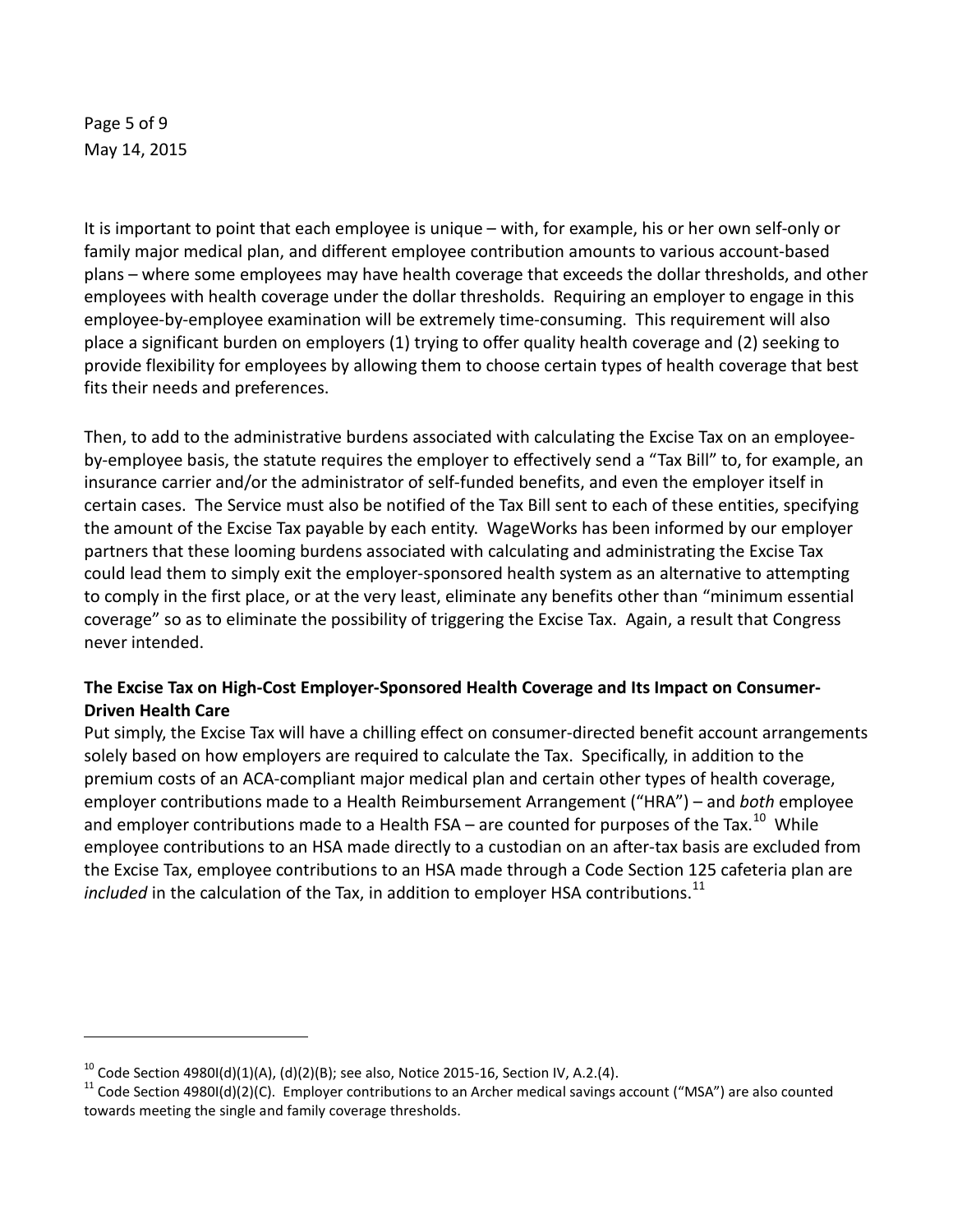It is important to point that each employee is unique – with, for example, his or her own self-only or family major medical plan, and different employee contribution amounts to various account-based plans – where some employees may have health coverage that exceeds the dollar thresholds, and other employees with health coverage under the dollar thresholds. Requiring an employer to engage in this employee-by-employee examination will be extremely time-consuming. This requirement will also place a significant burden on employers (1) trying to offer quality health coverage and (2) seeking to provide flexibility for employees by allowing them to choose certain types of health coverage that best fits their needs and preferences.

Then, to add to the administrative burdens associated with calculating the Excise Tax on an employee-by-employee basis, the statute requires the employer to effectively send a "Tax Bill" to, for example, an insurance carrier and/or the administrator of self-funded benefits, and even the employer itself in certain cases. The Service must also be notified of the Tax Bill sent to each of these entities, specifying the amount of the Excise Tax payable by each entity. WageWorks has been informed by our employer partners that these looming burdens associated with calculating and administrating the Excise Tax could lead them to simply exit the employer-sponsored health system as an alternative to attempting to comply in the first place, or at the very least, eliminate any benefits other than "minimum essential coverage" so as to eliminate the possibility of triggering the Excise Tax. Again, a result that Congress never intended.

**The Excise Tax on High-Cost Employer-Sponsored Health Coverage and Its Impact on Consumer-Driven Health Care**

Put simply, the Excise Tax will have a chilling effect on consumer-directed benefit account arrangements solely based on how employers are required to calculate the Tax. Specifically, in addition to the premium costs of an ACA-compliant major medical plan and certain other types of health coverage, employer contributions made to a Health Reimbursement Arrangement ("HRA") – and *both* employee and employer contributions made to a Health FSA – are counted for purposes of the Tax.[10] While employee contributions to an HSA made directly to a custodian on an after-tax basis are excluded from the Excise Tax, employee contributions to an HSA made through a Code Section 125 cafeteria plan are *included* in the calculation of the Tax, in addition to employer HSA contributions.[11]

---

[10] Code Section 4980I(d)(1)(A), (d)(2)(B); see also, Notice 2015-16, Section IV, A.2.(4).

[11] Code Section 4980I(d)(2)(C). Employer contributions to an Archer medical savings account ("MSA") are also counted towards meeting the single and family coverage thresholds.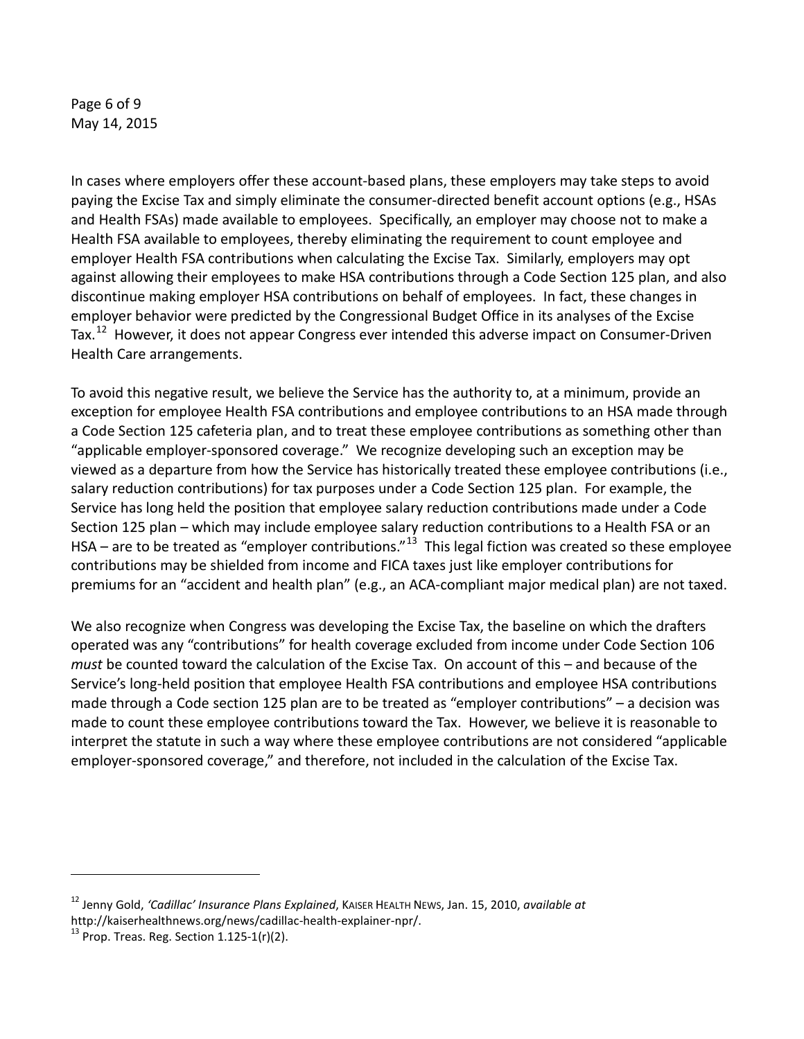In cases where employers offer these account-based plans, these employers may take steps to avoid paying the Excise Tax and simply eliminate the consumer-directed benefit account options (e.g., HSAs and Health FSAs) made available to employees. Specifically, an employer may choose not to make a Health FSA available to employees, thereby eliminating the requirement to count employee and employer Health FSA contributions when calculating the Excise Tax. Similarly, employers may opt against allowing their employees to make HSA contributions through a Code Section 125 plan, and also discontinue making employer HSA contributions on behalf of employees. In fact, these changes in employer behavior were predicted by the Congressional Budget Office in its analyses of the Excise Tax.[12] However, it does not appear Congress ever intended this adverse impact on Consumer-Driven Health Care arrangements.

To avoid this negative result, we believe the Service has the authority to, at a minimum, provide an exception for employee Health FSA contributions and employee contributions to an HSA made through a Code Section 125 cafeteria plan, and to treat these employee contributions as something other than "applicable employer-sponsored coverage." We recognize developing such an exception may be viewed as a departure from how the Service has historically treated these employee contributions (i.e., salary reduction contributions) for tax purposes under a Code Section 125 plan. For example, the Service has long held the position that employee salary reduction contributions made under a Code Section 125 plan – which may include employee salary reduction contributions to a Health FSA or an HSA – are to be treated as "employer contributions."[13] This legal fiction was created so these employee contributions may be shielded from income and FICA taxes just like employer contributions for premiums for an "accident and health plan" (e.g., an ACA-compliant major medical plan) are not taxed.

We also recognize when Congress was developing the Excise Tax, the baseline on which the drafters operated was any "contributions" for health coverage excluded from income under Code Section 106 *must* be counted toward the calculation of the Excise Tax. On account of this – and because of the Service's long-held position that employee Health FSA contributions and employee HSA contributions made through a Code section 125 plan are to be treated as "employer contributions" – a decision was made to count these employee contributions toward the Tax. However, we believe it is reasonable to interpret the statute in such a way where these employee contributions are not considered "applicable employer-sponsored coverage," and therefore, not included in the calculation of the Excise Tax.

---

[12] Jenny Gold, *'Cadillac' Insurance Plans Explained*, KAISER HEALTH NEWS, Jan. 15, 2010, *available at* http://kaiserhealthnews.org/news/cadillac-health-explainer-npr/.

[13] Prop. Treas. Reg. Section 1.125-1(r)(2).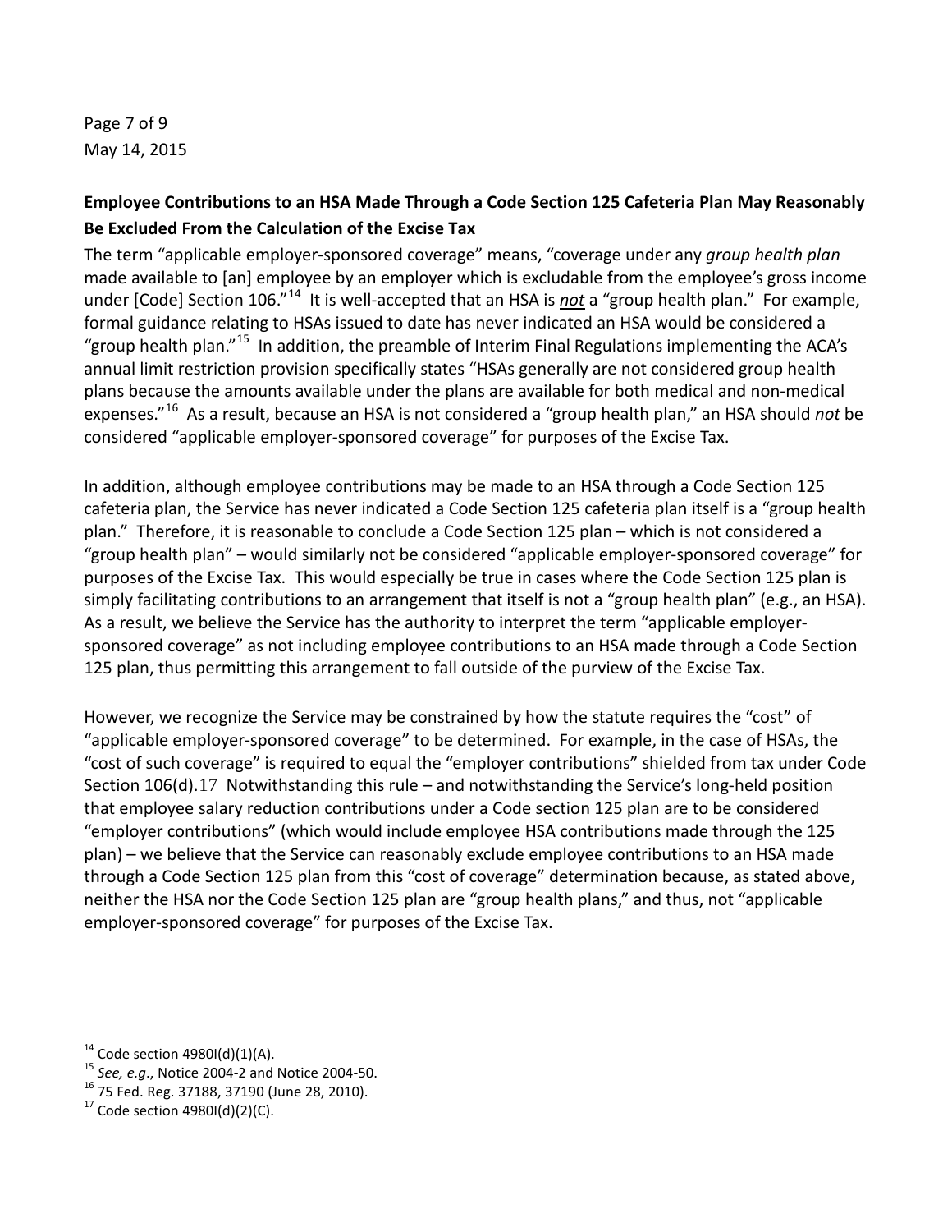**Employee Contributions to an HSA Made Through a Code Section 125 Cafeteria Plan May Reasonably Be Excluded From the Calculation of the Excise Tax**

The term "applicable employer-sponsored coverage" means, "coverage under any *group health plan* made available to [an] employee by an employer which is excludable from the employee's gross income under [Code] Section 106."[14] It is well-accepted that an HSA is ***not*** a "group health plan." For example, formal guidance relating to HSAs issued to date has never indicated an HSA would be considered a "group health plan."[15] In addition, the preamble of Interim Final Regulations implementing the ACA's annual limit restriction provision specifically states "HSAs generally are not considered group health plans because the amounts available under the plans are available for both medical and non-medical expenses."[16] As a result, because an HSA is not considered a "group health plan," an HSA should *not* be considered "applicable employer-sponsored coverage" for purposes of the Excise Tax.

In addition, although employee contributions may be made to an HSA through a Code Section 125 cafeteria plan, the Service has never indicated a Code Section 125 cafeteria plan itself is a "group health plan." Therefore, it is reasonable to conclude a Code Section 125 plan – which is not considered a "group health plan" – would similarly not be considered "applicable employer-sponsored coverage" for purposes of the Excise Tax. This would especially be true in cases where the Code Section 125 plan is simply facilitating contributions to an arrangement that itself is not a "group health plan" (e.g., an HSA). As a result, we believe the Service has the authority to interpret the term "applicable employer-sponsored coverage" as not including employee contributions to an HSA made through a Code Section 125 plan, thus permitting this arrangement to fall outside of the purview of the Excise Tax.

However, we recognize the Service may be constrained by how the statute requires the "cost" of "applicable employer-sponsored coverage" to be determined. For example, in the case of HSAs, the "cost of such coverage" is required to equal the "employer contributions" shielded from tax under Code Section 106(d).17 Notwithstanding this rule – and notwithstanding the Service's long-held position that employee salary reduction contributions under a Code section 125 plan are to be considered "employer contributions" (which would include employee HSA contributions made through the 125 plan) – we believe that the Service can reasonably exclude employee contributions to an HSA made through a Code Section 125 plan from this "cost of coverage" determination because, as stated above, neither the HSA nor the Code Section 125 plan are "group health plans," and thus, not "applicable employer-sponsored coverage" for purposes of the Excise Tax.

---

[14] Code section 4980I(d)(1)(A).

[15] *See, e.g*., Notice 2004-2 and Notice 2004-50.

[16] 75 Fed. Reg. 37188, 37190 (June 28, 2010).

[17] Code section 4980I(d)(2)(C).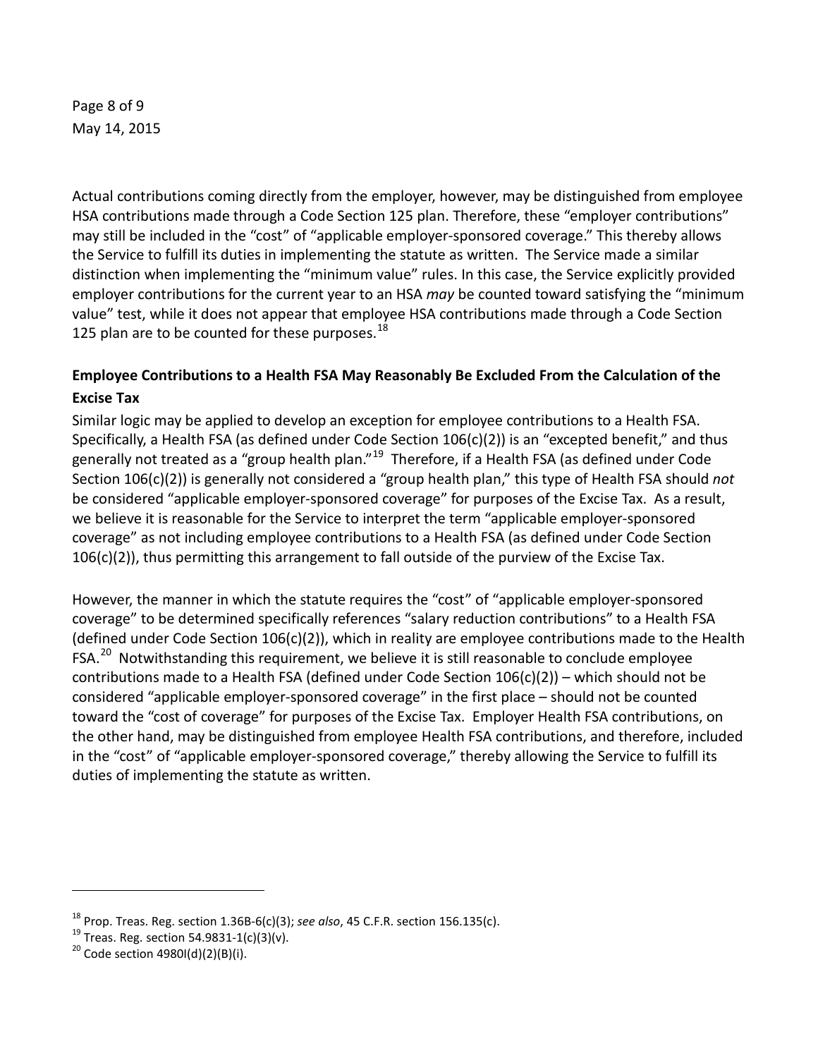Actual contributions coming directly from the employer, however, may be distinguished from employee HSA contributions made through a Code Section 125 plan. Therefore, these "employer contributions" may still be included in the "cost" of "applicable employer-sponsored coverage." This thereby allows the Service to fulfill its duties in implementing the statute as written. The Service made a similar distinction when implementing the "minimum value" rules. In this case, the Service explicitly provided employer contributions for the current year to an HSA *may* be counted toward satisfying the "minimum value" test, while it does not appear that employee HSA contributions made through a Code Section 125 plan are to be counted for these purposes.[18]

**Employee Contributions to a Health FSA May Reasonably Be Excluded From the Calculation of the Excise Tax**

Similar logic may be applied to develop an exception for employee contributions to a Health FSA. Specifically, a Health FSA (as defined under Code Section 106(c)(2)) is an "excepted benefit," and thus generally not treated as a "group health plan."[19] Therefore, if a Health FSA (as defined under Code Section 106(c)(2)) is generally not considered a "group health plan," this type of Health FSA should *not* be considered "applicable employer-sponsored coverage" for purposes of the Excise Tax. As a result, we believe it is reasonable for the Service to interpret the term "applicable employer-sponsored coverage" as not including employee contributions to a Health FSA (as defined under Code Section 106(c)(2)), thus permitting this arrangement to fall outside of the purview of the Excise Tax.

However, the manner in which the statute requires the "cost" of "applicable employer-sponsored coverage" to be determined specifically references "salary reduction contributions" to a Health FSA (defined under Code Section 106(c)(2)), which in reality are employee contributions made to the Health FSA.[20] Notwithstanding this requirement, we believe it is still reasonable to conclude employee contributions made to a Health FSA (defined under Code Section 106(c)(2)) – which should not be considered "applicable employer-sponsored coverage" in the first place – should not be counted toward the "cost of coverage" for purposes of the Excise Tax. Employer Health FSA contributions, on the other hand, may be distinguished from employee Health FSA contributions, and therefore, included in the "cost" of "applicable employer-sponsored coverage," thereby allowing the Service to fulfill its duties of implementing the statute as written.

---

[18] Prop. Treas. Reg. section 1.36B-6(c)(3); *see also*, 45 C.F.R. section 156.135(c).

[19] Treas. Reg. section 54.9831-1(c)(3)(v).

[20] Code section 4980I(d)(2)(B)(i).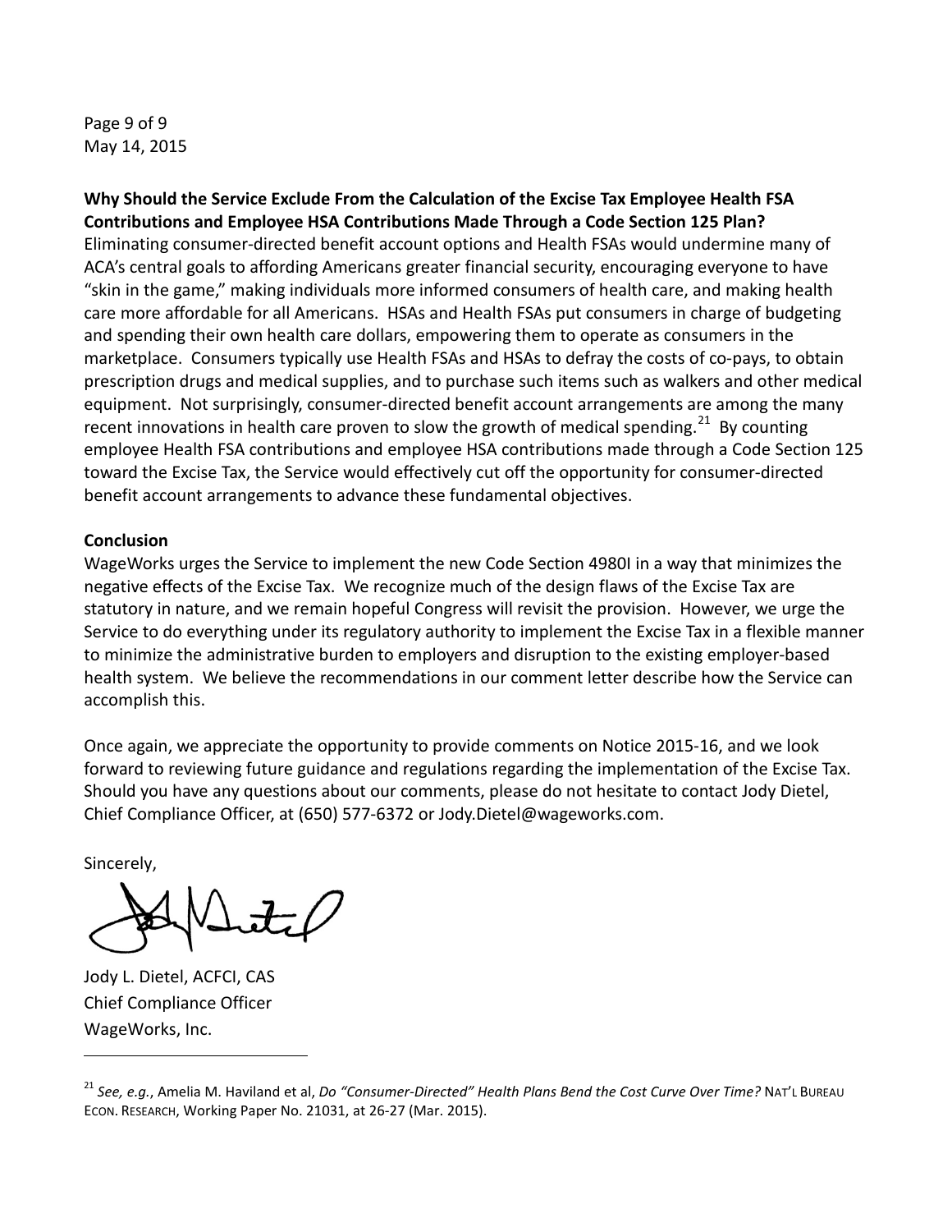**Why Should the Service Exclude From the Calculation of the Excise Tax Employee Health FSA Contributions and Employee HSA Contributions Made Through a Code Section 125 Plan?**

Eliminating consumer-directed benefit account options and Health FSAs would undermine many of ACA's central goals to affording Americans greater financial security, encouraging everyone to have "skin in the game," making individuals more informed consumers of health care, and making health care more affordable for all Americans. HSAs and Health FSAs put consumers in charge of budgeting and spending their own health care dollars, empowering them to operate as consumers in the marketplace. Consumers typically use Health FSAs and HSAs to defray the costs of co-pays, to obtain prescription drugs and medical supplies, and to purchase such items such as walkers and other medical equipment. Not surprisingly, consumer-directed benefit account arrangements are among the many recent innovations in health care proven to slow the growth of medical spending.[21] By counting employee Health FSA contributions and employee HSA contributions made through a Code Section 125 toward the Excise Tax, the Service would effectively cut off the opportunity for consumer-directed benefit account arrangements to advance these fundamental objectives.

**Conclusion**

WageWorks urges the Service to implement the new Code Section 4980I in a way that minimizes the negative effects of the Excise Tax. We recognize much of the design flaws of the Excise Tax are statutory in nature, and we remain hopeful Congress will revisit the provision. However, we urge the Service to do everything under its regulatory authority to implement the Excise Tax in a flexible manner to minimize the administrative burden to employers and disruption to the existing employer-based health system. We believe the recommendations in our comment letter describe how the Service can accomplish this.

Once again, we appreciate the opportunity to provide comments on Notice 2015-16, and we look forward to reviewing future guidance and regulations regarding the implementation of the Excise Tax. Should you have any questions about our comments, please do not hesitate to contact Jody Dietel, Chief Compliance Officer, at (650) 577-6372 or Jody.Dietel@wageworks.com.

Sincerely,

Jody L. Dietel, ACFCI, CAS
Chief Compliance Officer
WageWorks, Inc.

---

[21] *See, e.g.*, Amelia M. Haviland et al, *Do "Consumer-Directed" Health Plans Bend the Cost Curve Over Time?* NAT'L BUREAU ECON. RESEARCH, Working Paper No. 21031, at 26-27 (Mar. 2015).